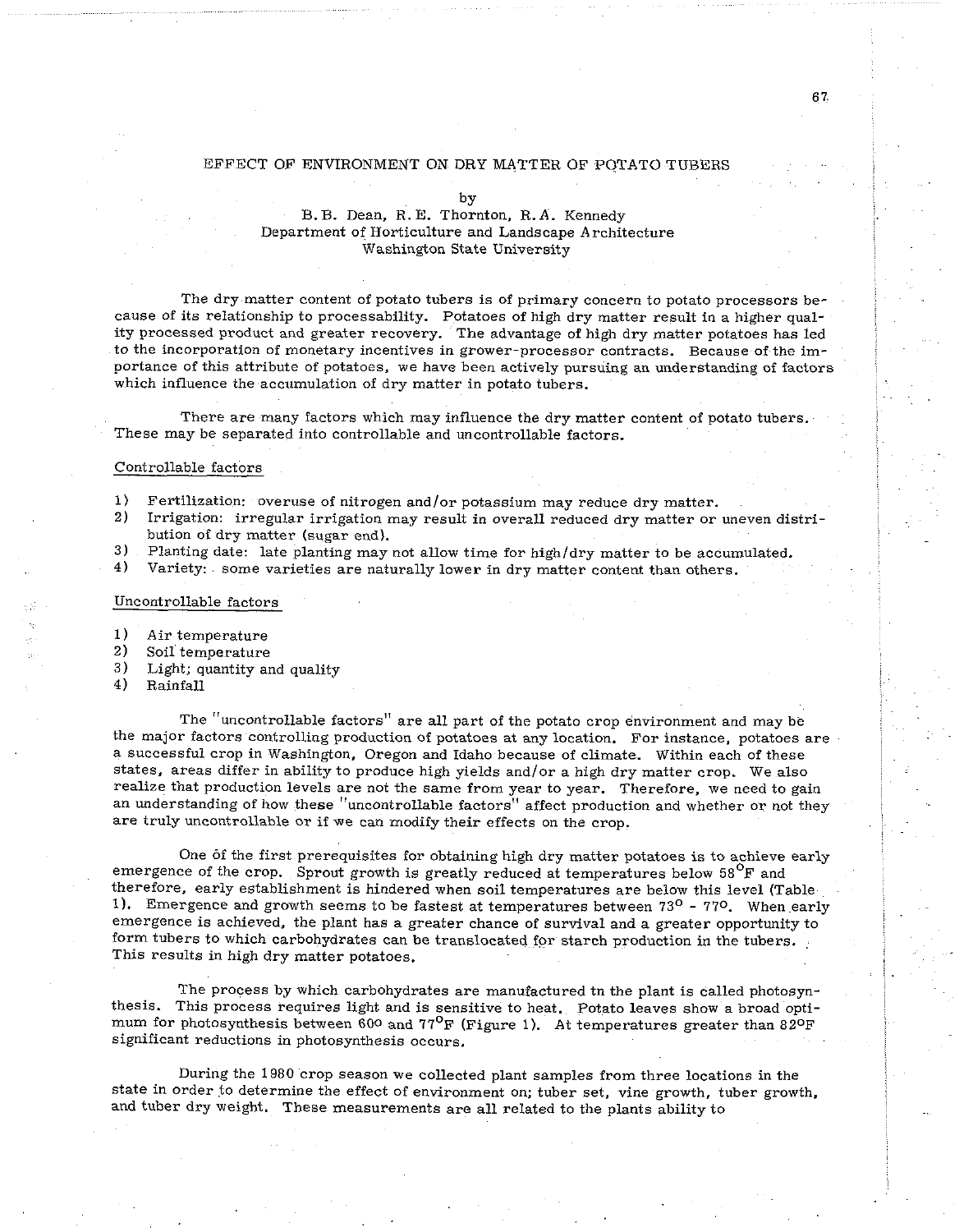# EFFECT OF ENVIRONMENT ON DRY MATTER OF POTATO TUBERS

by

B. B. Dean, R. E. Thornton, R. A. Kennedy
Department of Horticulture and Landscape Architecture
Washington State University

The dry matter content of potato tubers is of primary concern to potato processors because of its relationship to processability. Potatoes of high dry matter result in a higher quality processed product and greater recovery. The advantage of high dry matter potatoes has led to the incorporation of monetary incentives in grower-processor contracts. Because of the importance of this attribute of potatoes, we have been actively pursuing an understanding of factors which influence the accumulation of dry matter in potato tubers.

There are many factors which may influence the dry matter content of potato tubers. These may be separated into controllable and uncontrollable factors.

## Controllable factors

1) Fertilization: overuse of nitrogen and/or potassium may reduce dry matter.
2) Irrigation: irregular irrigation may result in overall reduced dry matter or uneven distribution of dry matter (sugar end).
3) Planting date: late planting may not allow time for high/dry matter to be accumulated.
4) Variety: some varieties are naturally lower in dry matter content than others.

## Uncontrollable factors

1) Air temperature
2) Soil temperature
3) Light; quantity and quality
4) Rainfall

The "uncontrollable factors" are all part of the potato crop environment and may be the major factors controlling production of potatoes at any location. For instance, potatoes are a successful crop in Washington, Oregon and Idaho because of climate. Within each of these states, areas differ in ability to produce high yields and/or a high dry matter crop. We also realize that production levels are not the same from year to year. Therefore, we need to gain an understanding of how these "uncontrollable factors" affect production and whether or not they are truly uncontrollable or if we can modify their effects on the crop.

One of the first prerequisites for obtaining high dry matter potatoes is to achieve early emergence of the crop. Sprout growth is greatly reduced at temperatures below 58°F and therefore, early establishment is hindered when soil temperatures are below this level (Table 1). Emergence and growth seems to be fastest at temperatures between 73° - 77°. When early emergence is achieved, the plant has a greater chance of survival and a greater opportunity to form tubers to which carbohydrates can be translocated for starch production in the tubers. This results in high dry matter potatoes.

The process by which carbohydrates are manufactured tn the plant is called photosynthesis. This process requires light and is sensitive to heat. Potato leaves show a broad optimum for photosynthesis between 60° and 77°F (Figure 1). At temperatures greater than 82°F significant reductions in photosynthesis occurs.

During the 1980 crop season we collected plant samples from three locations in the state in order to determine the effect of environment on; tuber set, vine growth, tuber growth, and tuber dry weight. These measurements are all related to the plants ability to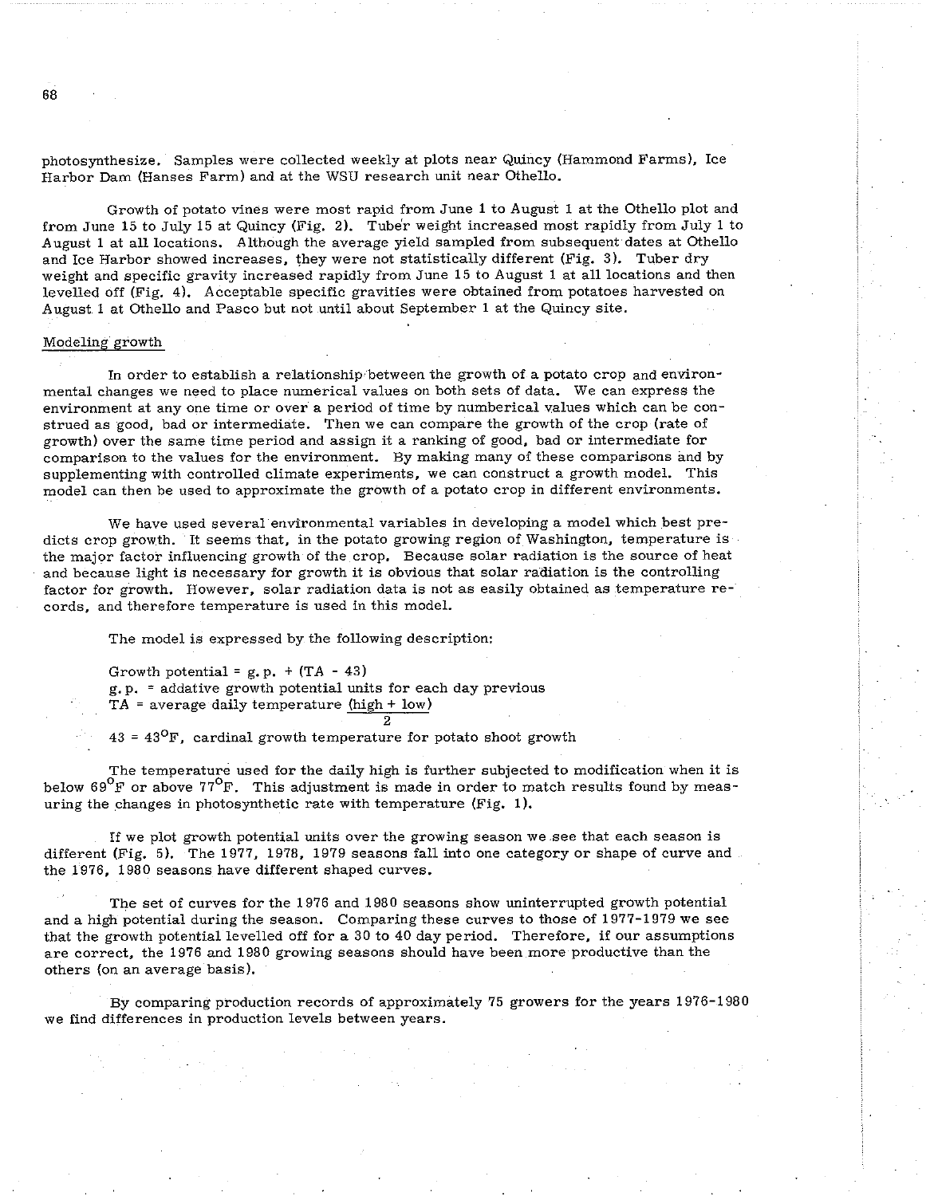photosynthesize. Samples were collected weekly at plots near Quincy (Hammond Farms), Ice Harbor Dam (Hanses Farm) and at the WSU research unit near Othello.

Growth of potato vines were most rapid from June 1 to August 1 at the Othello plot and from June 15 to July 15 at Quincy (Fig. 2). Tuber weight increased most rapidly from July 1 to August 1 at all locations. Although the average yield sampled from subsequent dates at Othello and Ice Harbor showed increases, they were not statistically different (Fig. 3). Tuber dry weight and specific gravity increased rapidly from June 15 to August 1 at all locations and then levelled off (Fig. 4). Acceptable specific gravities were obtained from potatoes harvested on August 1 at Othello and Pasco but not until about September 1 at the Quincy site.

## Modeling growth

In order to establish a relationship between the growth of a potato crop and environmental changes we need to place numerical values on both sets of data. We can express the environment at any one time or over a period of time by numberical values which can be construed as good, bad or intermediate. Then we can compare the growth of the crop (rate of growth) over the same time period and assign it a ranking of good, bad or intermediate for comparison to the values for the environment. By making many of these comparisons and by supplementing with controlled climate experiments, we can construct a growth model. This model can then be used to approximate the growth of a potato crop in different environments.

We have used several environmental variables in developing a model which best predicts crop growth. It seems that, in the potato growing region of Washington, temperature is the major factor influencing growth of the crop. Because solar radiation is the source of heat and because light is necessary for growth it is obvious that solar radiation is the controlling factor for growth. However, solar radiation data is not as easily obtained as temperature records, and therefore temperature is used in this model.

The model is expressed by the following description:

Growth potential = g.p. + (TA - 43)

g.p. = addative growth potential units for each day previous

TA = average daily temperature $\frac{(\text{high} + \text{low})}{2}$

43 = 43°F, cardinal growth temperature for potato shoot growth

The temperature used for the daily high is further subjected to modification when it is below 69°F or above 77°F. This adjustment is made in order to match results found by measuring the changes in photosynthetic rate with temperature (Fig. 1).

If we plot growth potential units over the growing season we see that each season is different (Fig. 5). The 1977, 1978, 1979 seasons fall into one category or shape of curve and the 1976, 1980 seasons have different shaped curves.

The set of curves for the 1976 and 1980 seasons show uninterrupted growth potential and a high potential during the season. Comparing these curves to those of 1977-1979 we see that the growth potential levelled off for a 30 to 40 day period. Therefore, if our assumptions are correct, the 1976 and 1980 growing seasons should have been more productive than the others (on an average basis).

By comparing production records of approximately 75 growers for the years 1976-1980 we find differences in production levels between years.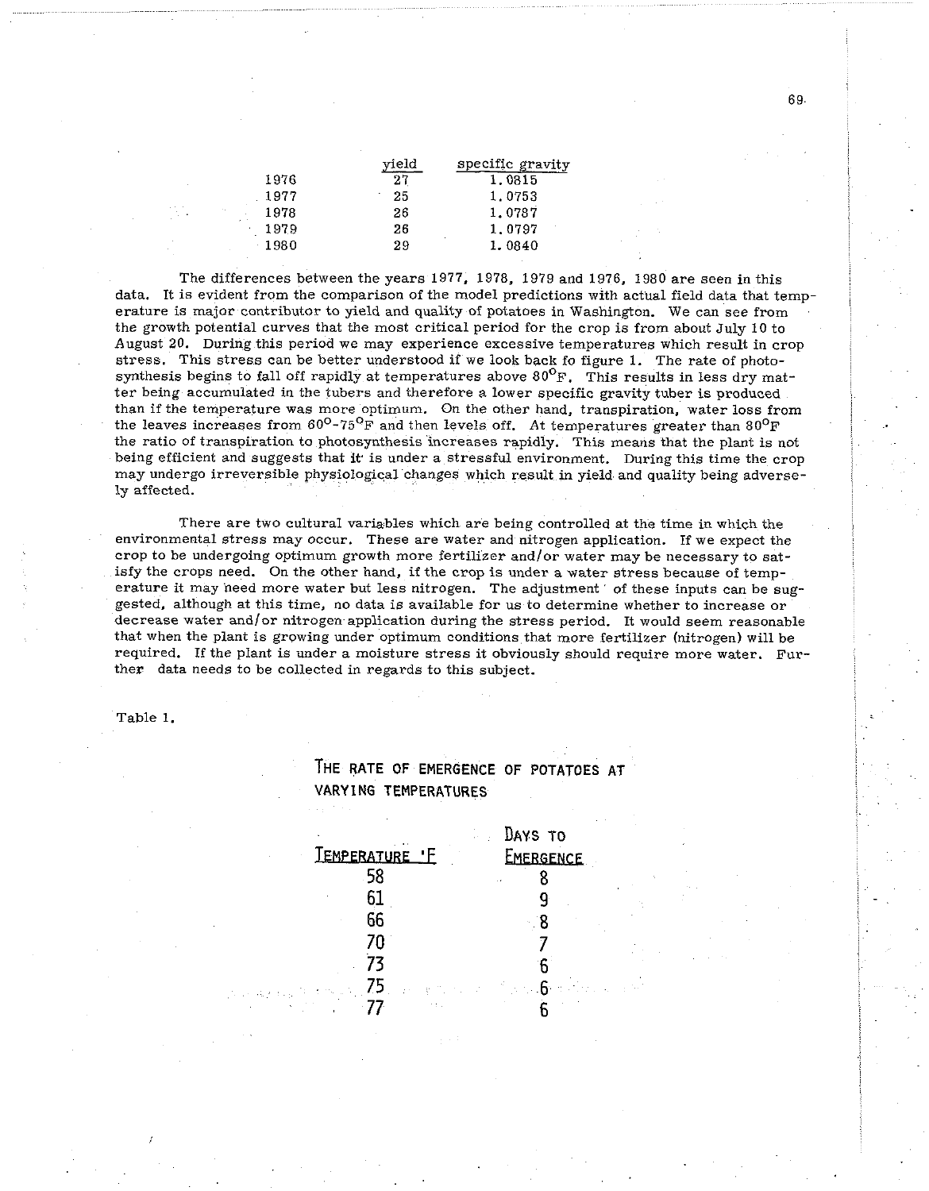| | yield | specific gravity |
|---|---|---|
| 1976 | 27 | 1.0815 |
| 1977 | 25 | 1.0753 |
| 1978 | 26 | 1.0787 |
| 1979 | 26 | 1.0797 |
| 1980 | 29 | 1.0840 |

The differences between the years 1977, 1978, 1979 and 1976, 1980 are seen in this data. It is evident from the comparison of the model predictions with actual field data that temperature is major contributor to yield and quality of potatoes in Washington. We can see from the growth potential curves that the most critical period for the crop is from about July 10 to August 20. During this period we may experience excessive temperatures which result in crop stress. This stress can be better understood if we look back fo figure 1. The rate of photosynthesis begins to fall off rapidly at temperatures above 80°F. This results in less dry matter being accumulated in the tubers and therefore a lower specific gravity tuber is produced than if the temperature was more optimum. On the other hand, transpiration, water loss from the leaves increases from 60°-75°F and then levels off. At temperatures greater than 80°F the ratio of transpiration to photosynthesis increases rapidly. This means that the plant is not being efficient and suggests that it is under a stressful environment. During this time the crop may undergo irreversible physiological changes which result in yield and quality being adversely affected.

There are two cultural variables which are being controlled at the time in which the environmental stress may occur. These are water and nitrogen application. If we expect the crop to be undergoing optimum growth more fertilizer and/or water may be necessary to satisfy the crops need. On the other hand, if the crop is under a water stress because of temperature it may need more water but less nitrogen. The adjustment of these inputs can be suggested, although at this time, no data is available for us to determine whether to increase or decrease water and/or nitrogen application during the stress period. It would seem reasonable that when the plant is growing under optimum conditions that more fertilizer (nitrogen) will be required. If the plant is under a moisture stress it obviously should require more water. Further data needs to be collected in regards to this subject.

Table 1.

THE RATE OF EMERGENCE OF POTATOES AT VARYING TEMPERATURES

| Temperature °F | Days to Emergence |
|---|---|
| 58 | 8 |
| 61 | 9 |
| 66 | 8 |
| 70 | 7 |
| 73 | 6 |
| 75 | 6 |
| 77 | 6 |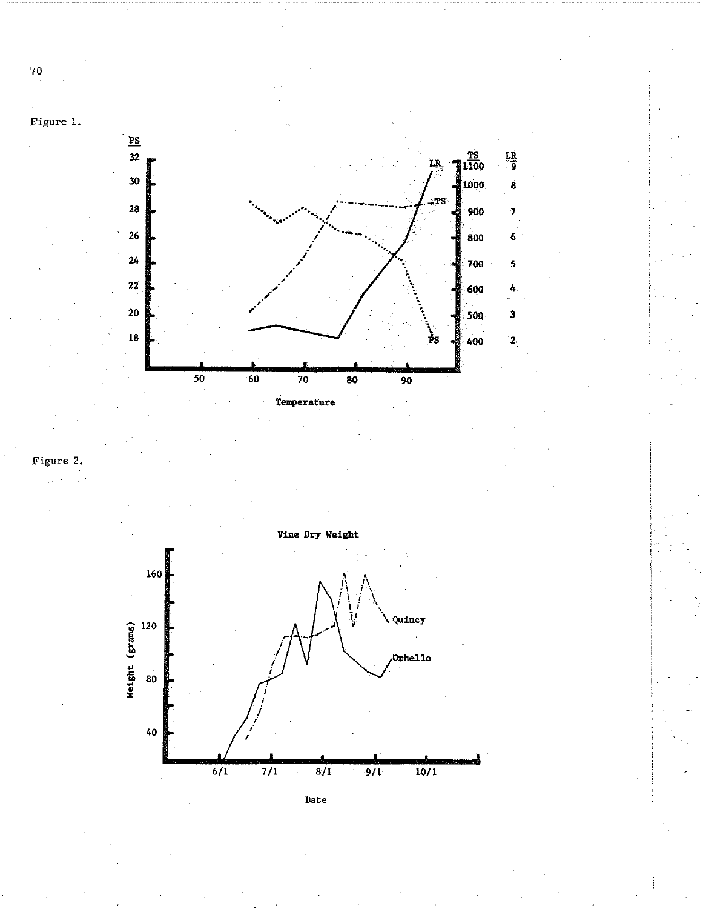Figure 1.

Figure 2.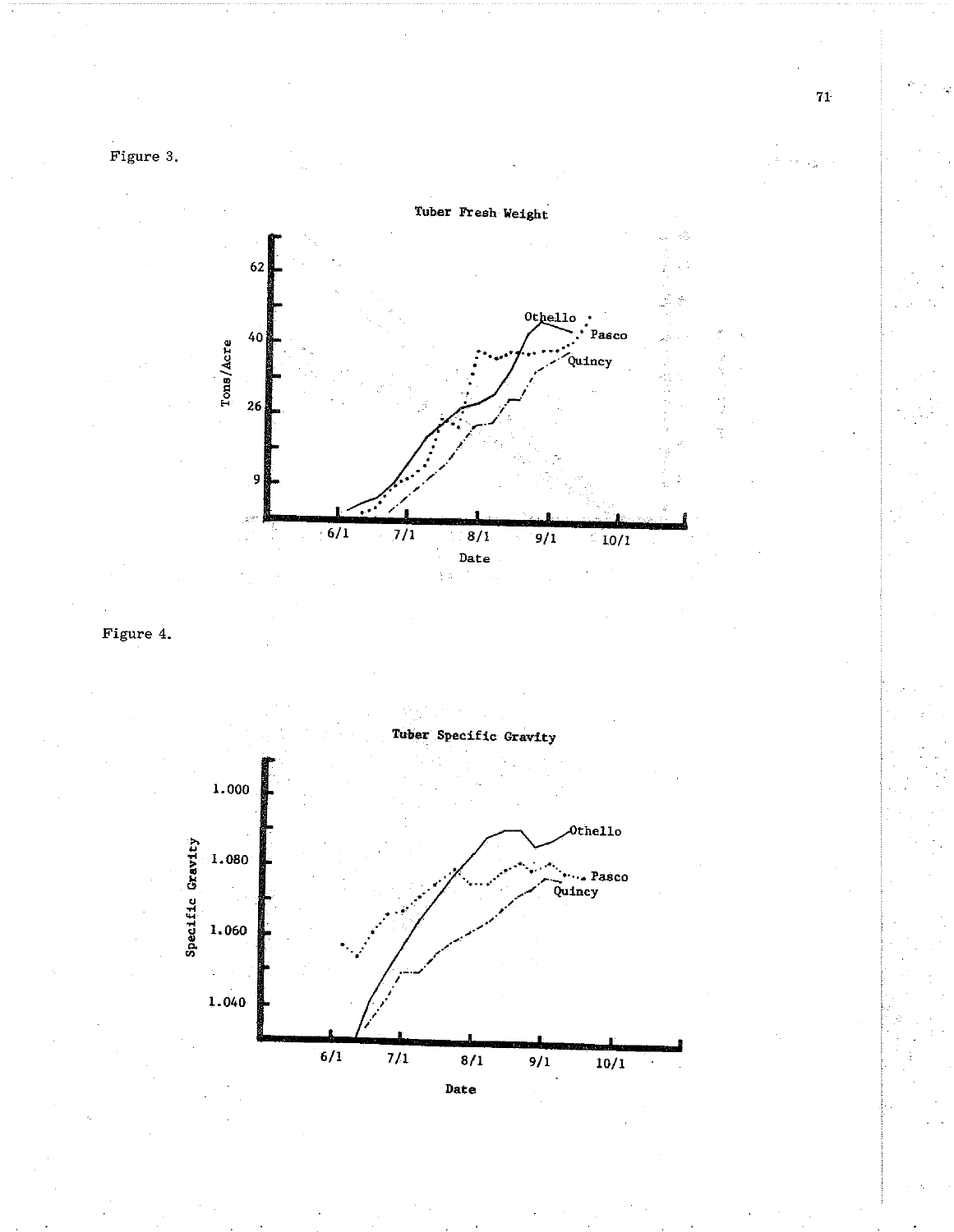Figure 3.

Tuber Fresh Weight

Figure 4.

Tuber Specific Gravity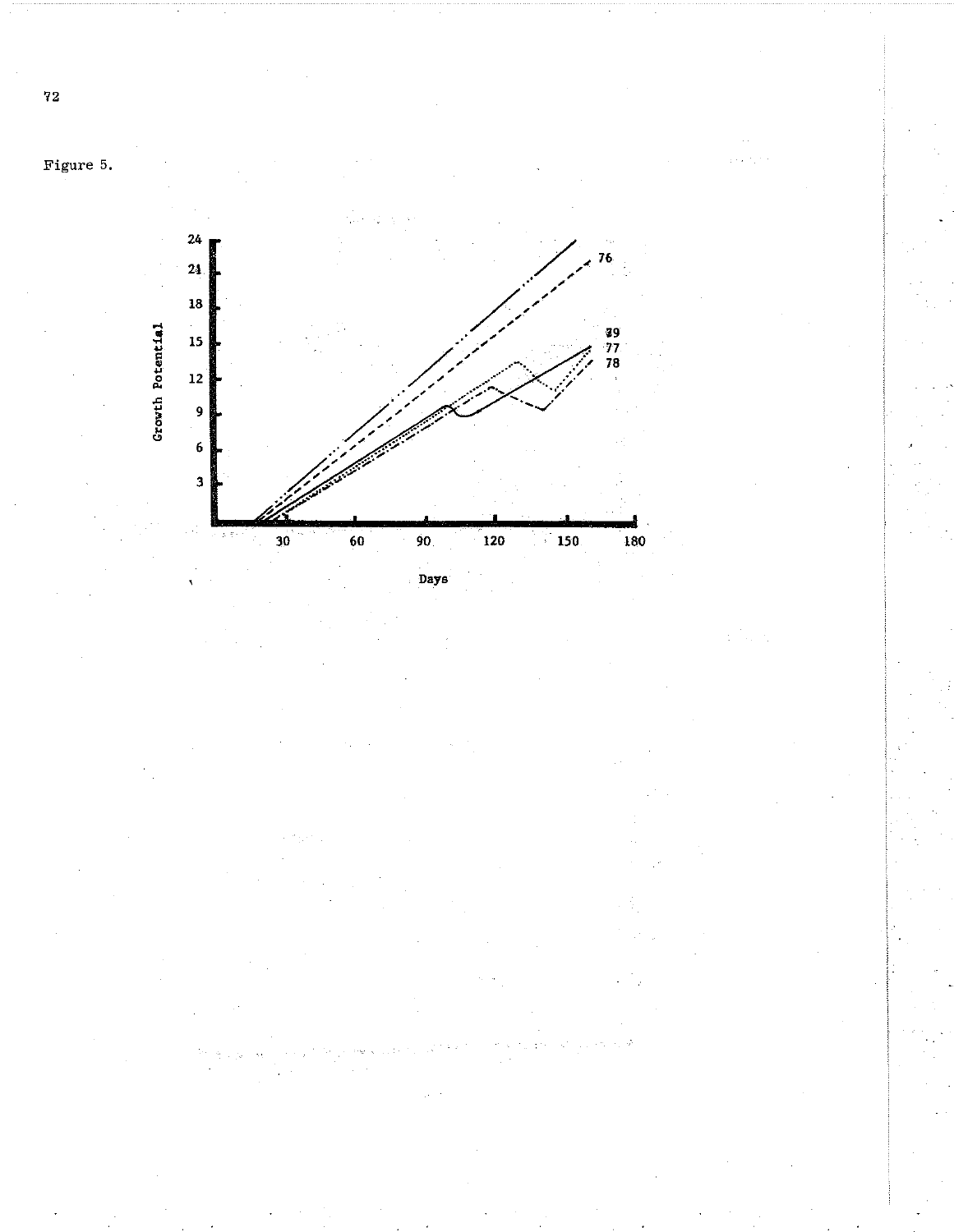Figure 5.

Growth Potential

24
21
18
15
12
9
6
3

30
60
90
120
150
180

Days

76
79
77
78